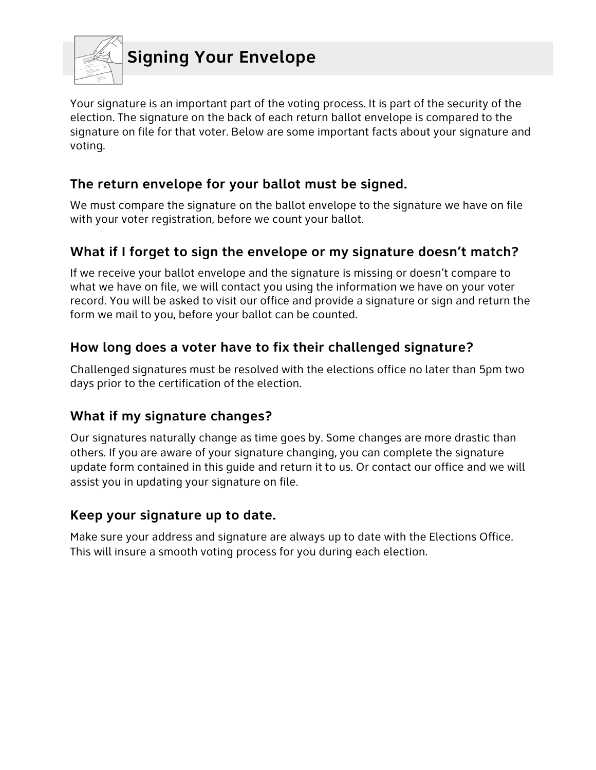# Signing Your Envelope

Your signature is an important part of the voting process. It is part of the security of the election. The signature on the back of each return ballot envelope is compared to the signature on file for that voter. Below are some important facts about your signature and voting.

## The return envelope for your ballot must be signed.

We must compare the signature on the ballot envelope to the signature we have on file with your voter registration, before we count your ballot.

## What if I forget to sign the envelope or my signature doesn't match?

If we receive your ballot envelope and the signature is missing or doesn't compare to what we have on file, we will contact you using the information we have on your voter record. You will be asked to visit our office and provide a signature or sign and return the form we mail to you, before your ballot can be counted.

## How long does a voter have to fix their challenged signature?

Challenged signatures must be resolved with the elections office no later than 5pm two days prior to the certification of the election.

## What if my signature changes?

Our signatures naturally change as time goes by. Some changes are more drastic than others. If you are aware of your signature changing, you can complete the signature update form contained in this guide and return it to us. Or contact our office and we will assist you in updating your signature on file.

## Keep your signature up to date.

Make sure your address and signature are always up to date with the Elections Office. This will insure a smooth voting process for you during each election.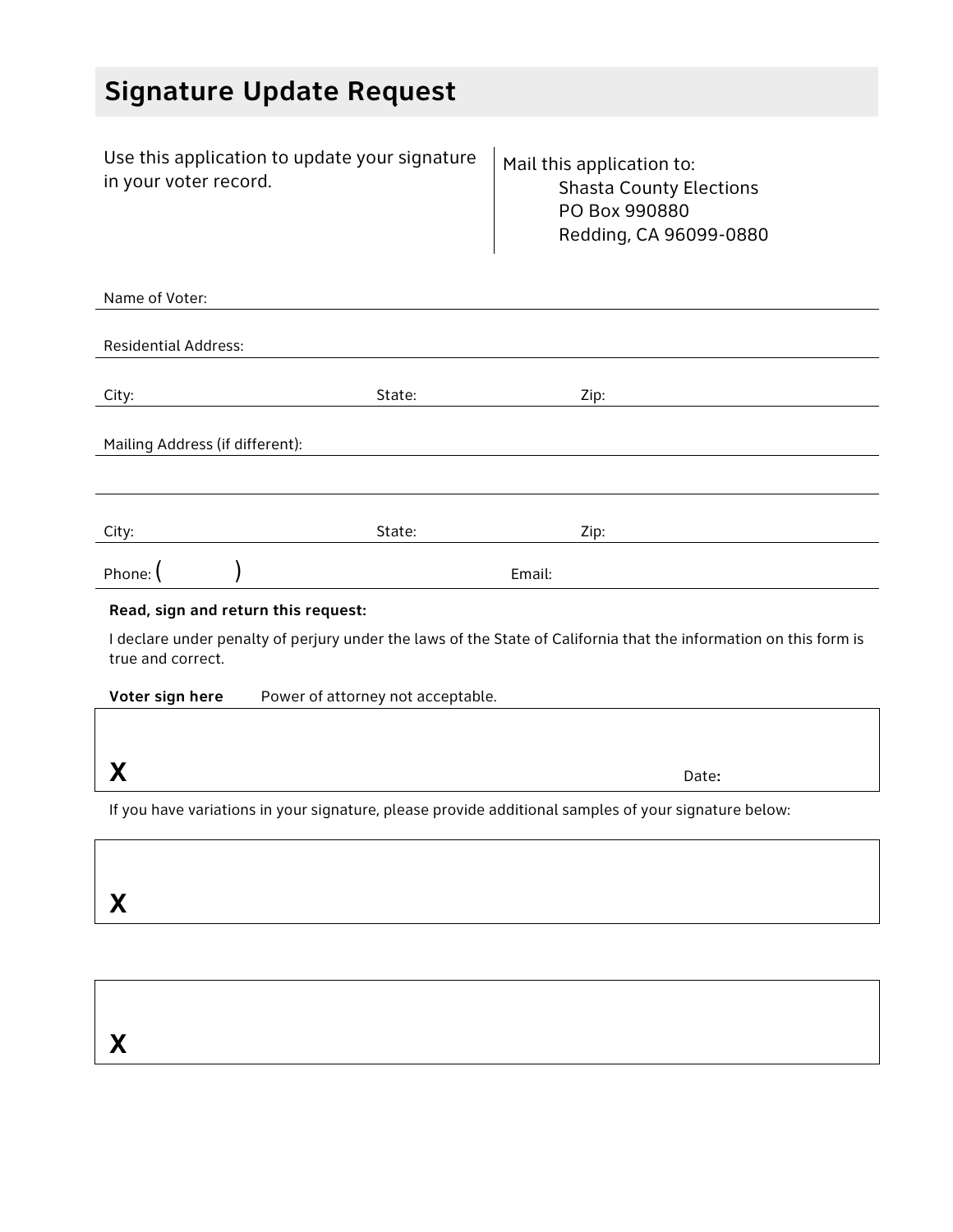# Signature Update Request

Use this application to update your signature in your voter record.

Mail this application to:
Shasta County Elections
PO Box 990880
Redding, CA 96099-0880

Name of Voter:

Residential Address:

City: State: Zip:

Mailing Address (if different):

City: State: Zip:

Phone: ( ) Email:

**Read, sign and return this request:**

I declare under penalty of perjury under the laws of the State of California that the information on this form is true and correct.

**Voter sign here** Power of attorney not acceptable.

**X** Date:

If you have variations in your signature, please provide additional samples of your signature below:

**X**

**X**